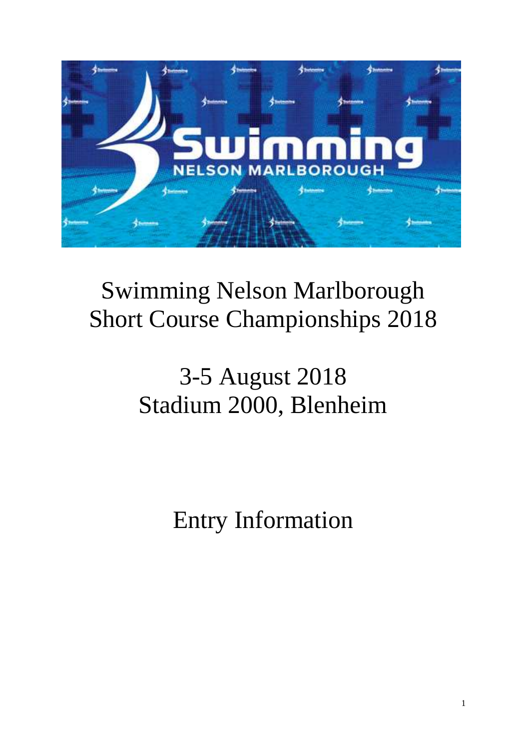# Swimming Nelson Marlborough Short Course Championships 2018

## 3-5 August 2018
## Stadium 2000, Blenheim

# Entry Information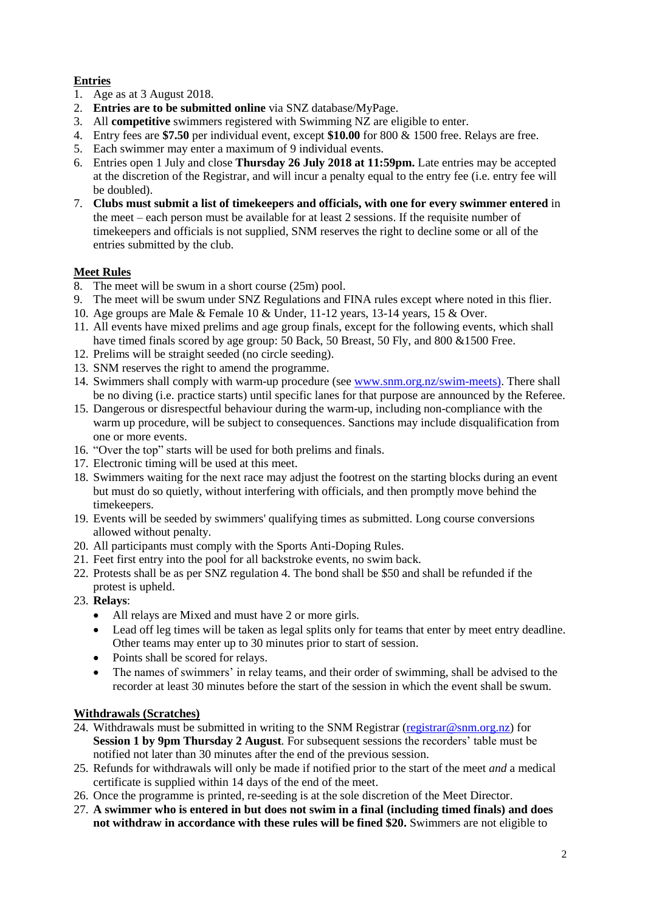**Entries**

1. Age as at 3 August 2018.
2. **Entries are to be submitted online** via SNZ database/MyPage.
3. All **competitive** swimmers registered with Swimming NZ are eligible to enter.
4. Entry fees are **$7.50** per individual event, except **$10.00** for 800 & 1500 free. Relays are free.
5. Each swimmer may enter a maximum of 9 individual events.
6. Entries open 1 July and close **Thursday 26 July 2018 at 11:59pm.** Late entries may be accepted at the discretion of the Registrar, and will incur a penalty equal to the entry fee (i.e. entry fee will be doubled).
7. **Clubs must submit a list of timekeepers and officials, with one for every swimmer entered** in the meet – each person must be available for at least 2 sessions. If the requisite number of timekeepers and officials is not supplied, SNM reserves the right to decline some or all of the entries submitted by the club.

**Meet Rules**

8. The meet will be swum in a short course (25m) pool.
9. The meet will be swum under SNZ Regulations and FINA rules except where noted in this flier.
10. Age groups are Male & Female 10 & Under, 11-12 years, 13-14 years, 15 & Over.
11. All events have mixed prelims and age group finals, except for the following events, which shall have timed finals scored by age group: 50 Back, 50 Breast, 50 Fly, and 800 &1500 Free.
12. Prelims will be straight seeded (no circle seeding).
13. SNM reserves the right to amend the programme.
14. Swimmers shall comply with warm-up procedure (see www.snm.org.nz/swim-meets). There shall be no diving (i.e. practice starts) until specific lanes for that purpose are announced by the Referee.
15. Dangerous or disrespectful behaviour during the warm-up, including non-compliance with the warm up procedure, will be subject to consequences. Sanctions may include disqualification from one or more events.
16. "Over the top" starts will be used for both prelims and finals.
17. Electronic timing will be used at this meet.
18. Swimmers waiting for the next race may adjust the footrest on the starting blocks during an event but must do so quietly, without interfering with officials, and then promptly move behind the timekeepers.
19. Events will be seeded by swimmers' qualifying times as submitted. Long course conversions allowed without penalty.
20. All participants must comply with the Sports Anti-Doping Rules.
21. Feet first entry into the pool for all backstroke events, no swim back.
22. Protests shall be as per SNZ regulation 4. The bond shall be $50 and shall be refunded if the protest is upheld.
23. **Relays**:
    - All relays are Mixed and must have 2 or more girls.
    - Lead off leg times will be taken as legal splits only for teams that enter by meet entry deadline. Other teams may enter up to 30 minutes prior to start of session.
    - Points shall be scored for relays.
    - The names of swimmers' in relay teams, and their order of swimming, shall be advised to the recorder at least 30 minutes before the start of the session in which the event shall be swum.

**Withdrawals (Scratches)**

24. Withdrawals must be submitted in writing to the SNM Registrar (registrar@snm.org.nz) for **Session 1 by 9pm Thursday 2 August**. For subsequent sessions the recorders' table must be notified not later than 30 minutes after the end of the previous session.
25. Refunds for withdrawals will only be made if notified prior to the start of the meet *and* a medical certificate is supplied within 14 days of the end of the meet.
26. Once the programme is printed, re-seeding is at the sole discretion of the Meet Director.
27. **A swimmer who is entered in but does not swim in a final (including timed finals) and does not withdraw in accordance with these rules will be fined $20.** Swimmers are not eligible to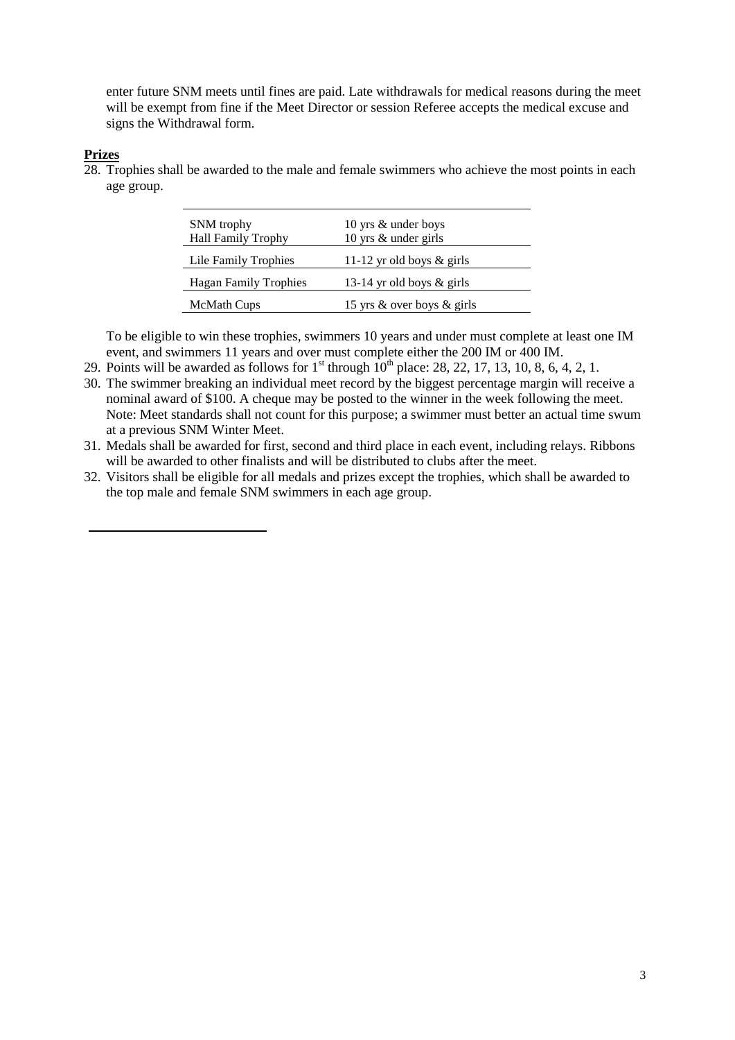enter future SNM meets until fines are paid. Late withdrawals for medical reasons during the meet will be exempt from fine if the Meet Director or session Referee accepts the medical excuse and signs the Withdrawal form.

**Prizes**

28. Trophies shall be awarded to the male and female swimmers who achieve the most points in each age group.

| Trophy | Age group |
|---|---|
| SNM trophy<br>Hall Family Trophy | 10 yrs & under boys<br>10 yrs & under girls |
| Lile Family Trophies | 11-12 yr old boys & girls |
| Hagan Family Trophies | 13-14 yr old boys & girls |
| McMath Cups | 15 yrs & over boys & girls |

To be eligible to win these trophies, swimmers 10 years and under must complete at least one IM event, and swimmers 11 years and over must complete either the 200 IM or 400 IM.

29. Points will be awarded as follows for 1st through 10th place: 28, 22, 17, 13, 10, 8, 6, 4, 2, 1.
30. The swimmer breaking an individual meet record by the biggest percentage margin will receive a nominal award of $100. A cheque may be posted to the winner in the week following the meet. Note: Meet standards shall not count for this purpose; a swimmer must better an actual time swum at a previous SNM Winter Meet.
31. Medals shall be awarded for first, second and third place in each event, including relays. Ribbons will be awarded to other finalists and will be distributed to clubs after the meet.
32. Visitors shall be eligible for all medals and prizes except the trophies, which shall be awarded to the top male and female SNM swimmers in each age group.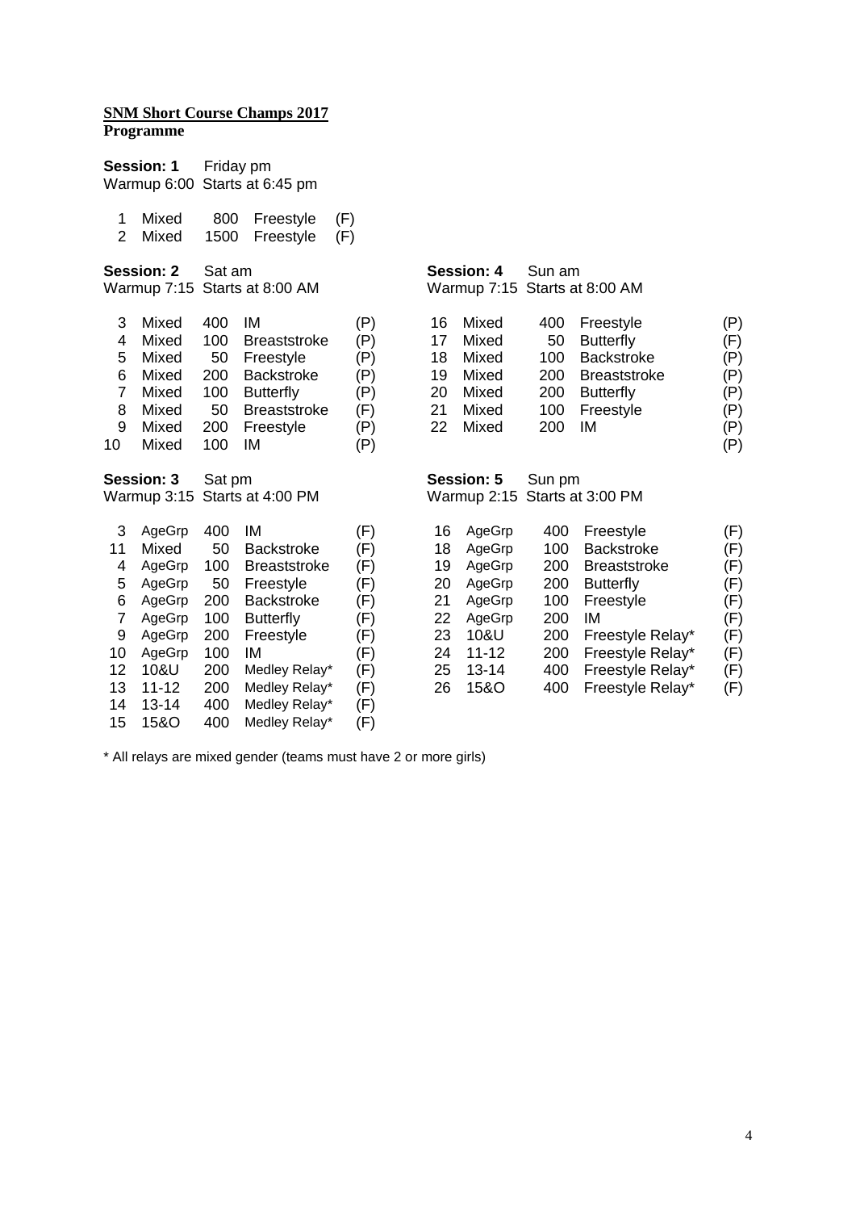**SNM Short Course Champs 2017**
**Programme**

**Session: 1** Friday pm
Warmup 6:00 Starts at 6:45 pm

| | | | | |
|---|---|---|---|---|
| 1 | Mixed | 800 | Freestyle | (F) |
| 2 | Mixed | 1500 | Freestyle | (F) |

**Session: 2** Sat am
Warmup 7:15 Starts at 8:00 AM

| | | | | |
|---|---|---|---|---|
| 3 | Mixed | 400 | IM | (P) |
| 4 | Mixed | 100 | Breaststroke | (P) |
| 5 | Mixed | 50 | Freestyle | (P) |
| 6 | Mixed | 200 | Backstroke | (P) |
| 7 | Mixed | 100 | Butterfly | (P) |
| 8 | Mixed | 50 | Breaststroke | (F) |
| 9 | Mixed | 200 | Freestyle | (P) |
| 10 | Mixed | 100 | IM | (P) |

**Session: 3** Sat pm
Warmup 3:15 Starts at 4:00 PM

| | | | | |
|---|---|---|---|---|
| 3 | AgeGrp | 400 | IM | (F) |
| 11 | Mixed | 50 | Backstroke | (F) |
| 4 | AgeGrp | 100 | Breaststroke | (F) |
| 5 | AgeGrp | 50 | Freestyle | (F) |
| 6 | AgeGrp | 200 | Backstroke | (F) |
| 7 | AgeGrp | 100 | Butterfly | (F) |
| 9 | AgeGrp | 200 | Freestyle | (F) |
| 10 | AgeGrp | 100 | IM | (F) |
| 12 | 10&U | 200 | Medley Relay* | (F) |
| 13 | 11-12 | 200 | Medley Relay* | (F) |
| 14 | 13-14 | 400 | Medley Relay* | (F) |
| 15 | 15&O | 400 | Medley Relay* | (F) |

**Session: 4** Sun am
Warmup 7:15 Starts at 8:00 AM

| | | | | |
|---|---|---|---|---|
| 16 | Mixed | 400 | Freestyle | (P) |
| 17 | Mixed | 50 | Butterfly | (F) |
| 18 | Mixed | 100 | Backstroke | (P) |
| 19 | Mixed | 200 | Breaststroke | (P) |
| 20 | Mixed | 200 | Butterfly | (P) |
| 21 | Mixed | 100 | Freestyle | (P) |
| 22 | Mixed | 200 | IM | (P) |
| | | | | (P) |

**Session: 5** Sun pm
Warmup 2:15 Starts at 3:00 PM

| | | | | |
|---|---|---|---|---|
| 16 | AgeGrp | 400 | Freestyle | (F) |
| 18 | AgeGrp | 100 | Backstroke | (F) |
| 19 | AgeGrp | 200 | Breaststroke | (F) |
| 20 | AgeGrp | 200 | Butterfly | (F) |
| 21 | AgeGrp | 100 | Freestyle | (F) |
| 22 | AgeGrp | 200 | IM | (F) |
| 23 | 10&U | 200 | Freestyle Relay* | (F) |
| 24 | 11-12 | 200 | Freestyle Relay* | (F) |
| 25 | 13-14 | 400 | Freestyle Relay* | (F) |
| 26 | 15&O | 400 | Freestyle Relay* | (F) |

* All relays are mixed gender (teams must have 2 or more girls)